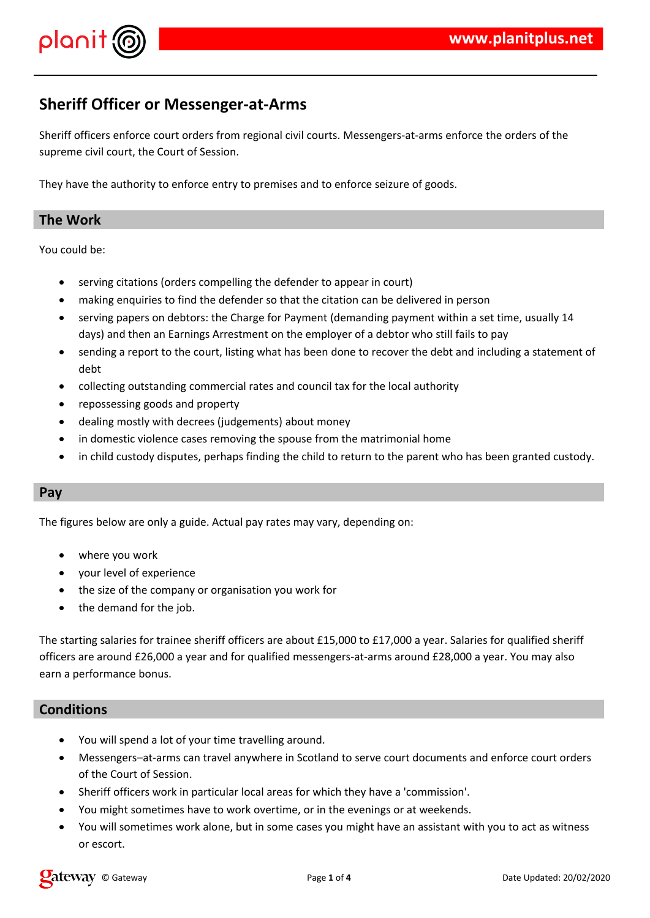# Sheriff Officer or Messenger-at-Arms

Sheriff officers enforce court orders from regional civil courts. Messengers-at-arms enforce the orders of the supreme civil court, the Court of Session.

They have the authority to enforce entry to premises and to enforce seizure of goods.

## The Work

You could be:

- serving citations (orders compelling the defender to appear in court)
- making enquiries to find the defender so that the citation can be delivered in person
- serving papers on debtors: the Charge for Payment (demanding payment within a set time, usually 14 days) and then an Earnings Arrestment on the employer of a debtor who still fails to pay
- sending a report to the court, listing what has been done to recover the debt and including a statement of debt
- collecting outstanding commercial rates and council tax for the local authority
- repossessing goods and property
- dealing mostly with decrees (judgements) about money
- in domestic violence cases removing the spouse from the matrimonial home
- in child custody disputes, perhaps finding the child to return to the parent who has been granted custody.

## Pay

The figures below are only a guide. Actual pay rates may vary, depending on:

- where you work
- your level of experience
- the size of the company or organisation you work for
- the demand for the job.

The starting salaries for trainee sheriff officers are about £15,000 to £17,000 a year. Salaries for qualified sheriff officers are around £26,000 a year and for qualified messengers-at-arms around £28,000 a year. You may also earn a performance bonus.

## Conditions

- You will spend a lot of your time travelling around.
- Messengers–at-arms can travel anywhere in Scotland to serve court documents and enforce court orders of the Court of Session.
- Sheriff officers work in particular local areas for which they have a 'commission'.
- You might sometimes have to work overtime, or in the evenings or at weekends.
- You will sometimes work alone, but in some cases you might have an assistant with you to act as witness or escort.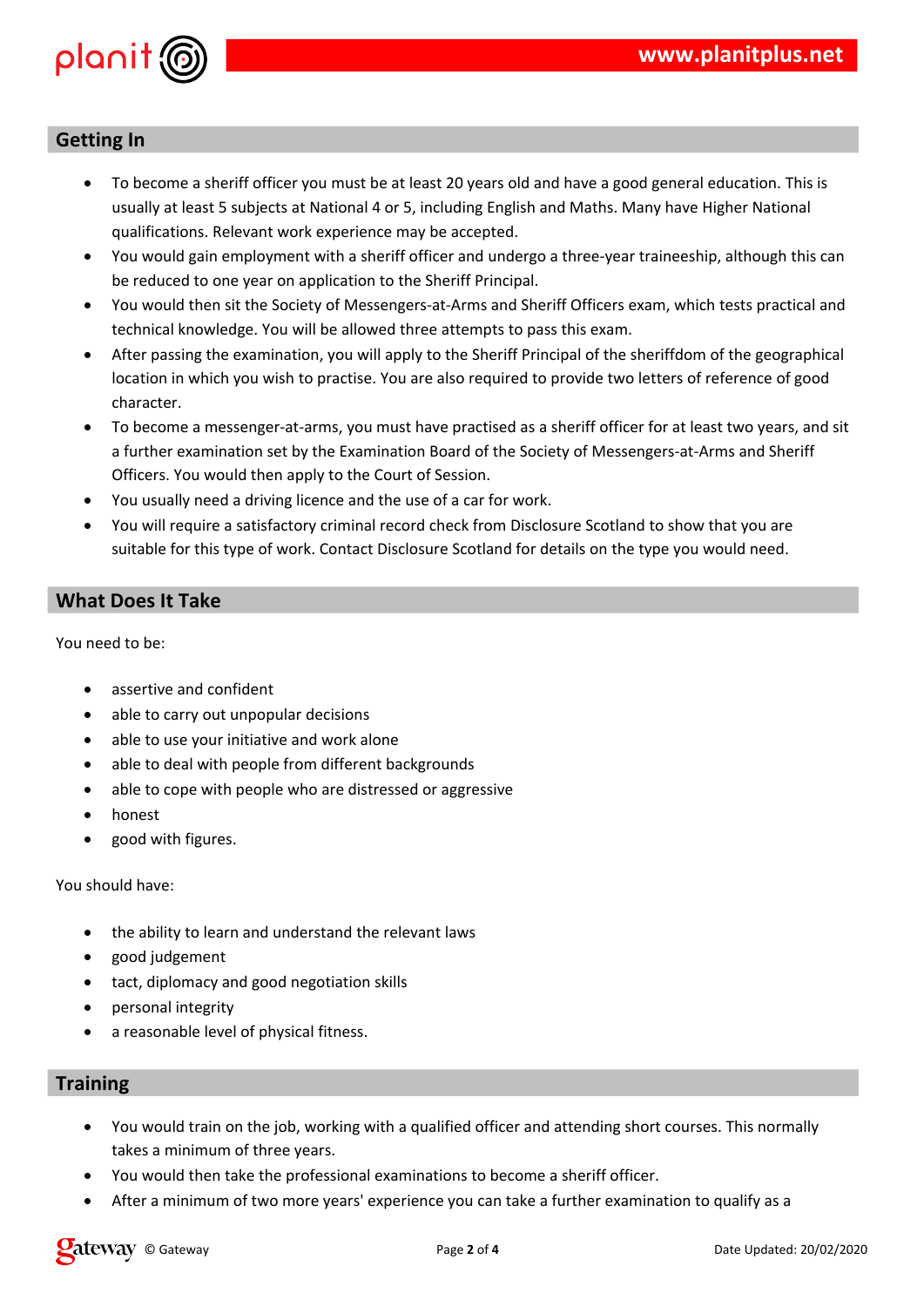## Getting In

- To become a sheriff officer you must be at least 20 years old and have a good general education. This is usually at least 5 subjects at National 4 or 5, including English and Maths. Many have Higher National qualifications. Relevant work experience may be accepted.
- You would gain employment with a sheriff officer and undergo a three-year traineeship, although this can be reduced to one year on application to the Sheriff Principal.
- You would then sit the Society of Messengers-at-Arms and Sheriff Officers exam, which tests practical and technical knowledge. You will be allowed three attempts to pass this exam.
- After passing the examination, you will apply to the Sheriff Principal of the sheriffdom of the geographical location in which you wish to practise. You are also required to provide two letters of reference of good character.
- To become a messenger-at-arms, you must have practised as a sheriff officer for at least two years, and sit a further examination set by the Examination Board of the Society of Messengers-at-Arms and Sheriff Officers. You would then apply to the Court of Session.
- You usually need a driving licence and the use of a car for work.
- You will require a satisfactory criminal record check from Disclosure Scotland to show that you are suitable for this type of work. Contact Disclosure Scotland for details on the type you would need.

## What Does It Take

You need to be:

- assertive and confident
- able to carry out unpopular decisions
- able to use your initiative and work alone
- able to deal with people from different backgrounds
- able to cope with people who are distressed or aggressive
- honest
- good with figures.

You should have:

- the ability to learn and understand the relevant laws
- good judgement
- tact, diplomacy and good negotiation skills
- personal integrity
- a reasonable level of physical fitness.

## Training

- You would train on the job, working with a qualified officer and attending short courses. This normally takes a minimum of three years.
- You would then take the professional examinations to become a sheriff officer.
- After a minimum of two more years' experience you can take a further examination to qualify as a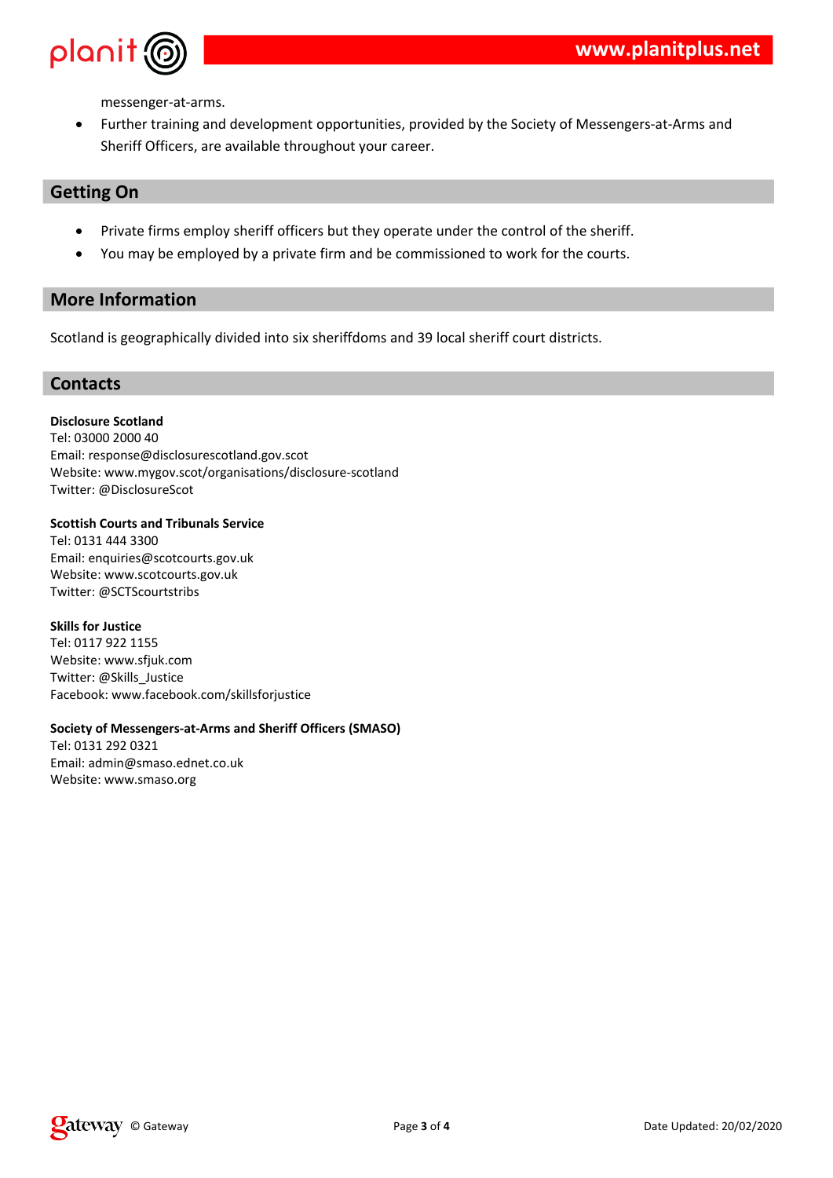messenger-at-arms.

- Further training and development opportunities, provided by the Society of Messengers-at-Arms and Sheriff Officers, are available throughout your career.

## Getting On

- Private firms employ sheriff officers but they operate under the control of the sheriff.
- You may be employed by a private firm and be commissioned to work for the courts.

## More Information

Scotland is geographically divided into six sheriffdoms and 39 local sheriff court districts.

## Contacts

**Disclosure Scotland**
Tel: 03000 2000 40
Email: response@disclosurescotland.gov.scot
Website: www.mygov.scot/organisations/disclosure-scotland
Twitter: @DisclosureScot

**Scottish Courts and Tribunals Service**
Tel: 0131 444 3300
Email: enquiries@scotcourts.gov.uk
Website: www.scotcourts.gov.uk
Twitter: @SCTScourtstribs

**Skills for Justice**
Tel: 0117 922 1155
Website: www.sfjuk.com
Twitter: @Skills_Justice
Facebook: www.facebook.com/skillsforjustice

**Society of Messengers-at-Arms and Sheriff Officers (SMASO)**
Tel: 0131 292 0321
Email: admin@smaso.ednet.co.uk
Website: www.smaso.org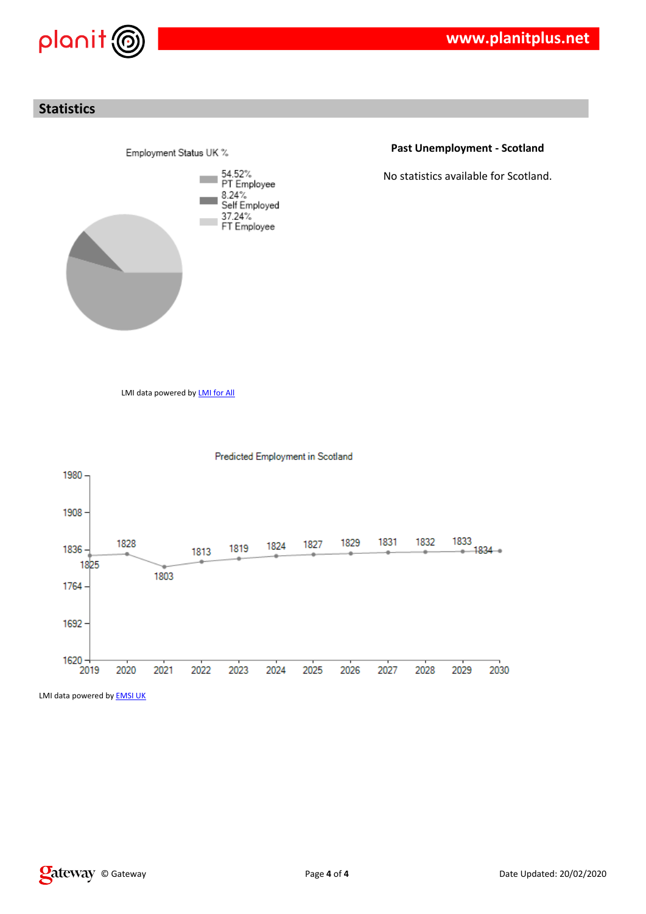## Statistics

Employment Status UK %

54.52%
PT Employee
8.24%
Self Employed
37.24%
FT Employee

LMI data powered by [LMI for All]

**Past Unemployment - Scotland**

No statistics available for Scotland.

Predicted Employment in Scotland

1980
1908
1836
1764
1692
1620

2019 2020 2021 2022 2023 2024 2025 2026 2027 2028 2029 2030

1825 1828 1803 1813 1819 1824 1827 1829 1831 1832 1833 1834

LMI data powered by [EMSI UK]